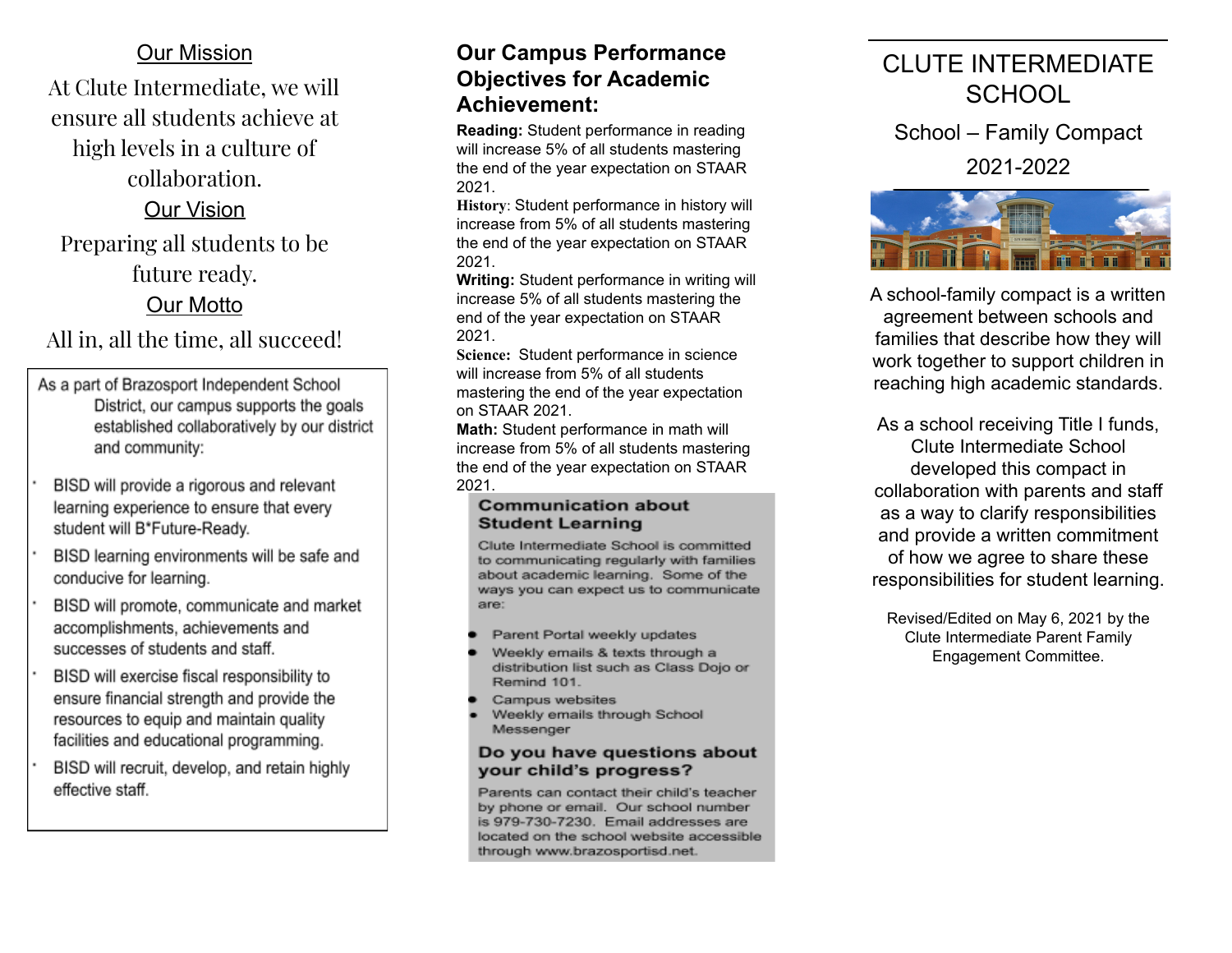## Our Mission

At Clute Intermediate, we will ensure all students achieve at high levels in a culture of collaboration.

## Our Vision

Preparing all students to be future ready.

## Our Motto

All in, all the time, all succeed!

As a part of Brazosport Independent School District, our campus supports the goals established collaboratively by our district and community:

- BISD will provide a rigorous and relevant learning experience to ensure that every student will B*Future-Ready.
- BISD learning environments will be safe and conducive for learning.
- BISD will promote, communicate and market accomplishments, achievements and successes of students and staff.
- BISD will exercise fiscal responsibility to ensure financial strength and provide the resources to equip and maintain quality facilities and educational programming.
- BISD will recruit, develop, and retain highly effective staff.

## Our Campus Performance Objectives for Academic Achievement:

**Reading:** Student performance in reading will increase 5% of all students mastering the end of the year expectation on STAAR 2021.

**History**: Student performance in history will increase from 5% of all students mastering the end of the year expectation on STAAR 2021.

**Writing:** Student performance in writing will increase 5% of all students mastering the end of the year expectation on STAAR 2021.

**Science:** Student performance in science will increase from 5% of all students mastering the end of the year expectation on STAAR 2021.

**Math:** Student performance in math will increase from 5% of all students mastering the end of the year expectation on STAAR 2021.

### Communication about Student Learning

Clute Intermediate School is committed to communicating regularly with families about academic learning. Some of the ways you can expect us to communicate are:

- Parent Portal weekly updates
- Weekly emails & texts through a distribution list such as Class Dojo or Remind 101.
- Campus websites
- Weekly emails through School Messenger

### Do you have questions about your child's progress?

Parents can contact their child's teacher by phone or email. Our school number is 979-730-7230. Email addresses are located on the school website accessible through www.brazosportisd.net.

# CLUTE INTERMEDIATE SCHOOL

School – Family Compact

2021-2022

A school-family compact is a written agreement between schools and families that describe how they will work together to support children in reaching high academic standards.

As a school receiving Title I funds, Clute Intermediate School developed this compact in collaboration with parents and staff as a way to clarify responsibilities and provide a written commitment of how we agree to share these responsibilities for student learning.

Revised/Edited on May 6, 2021 by the Clute Intermediate Parent Family Engagement Committee.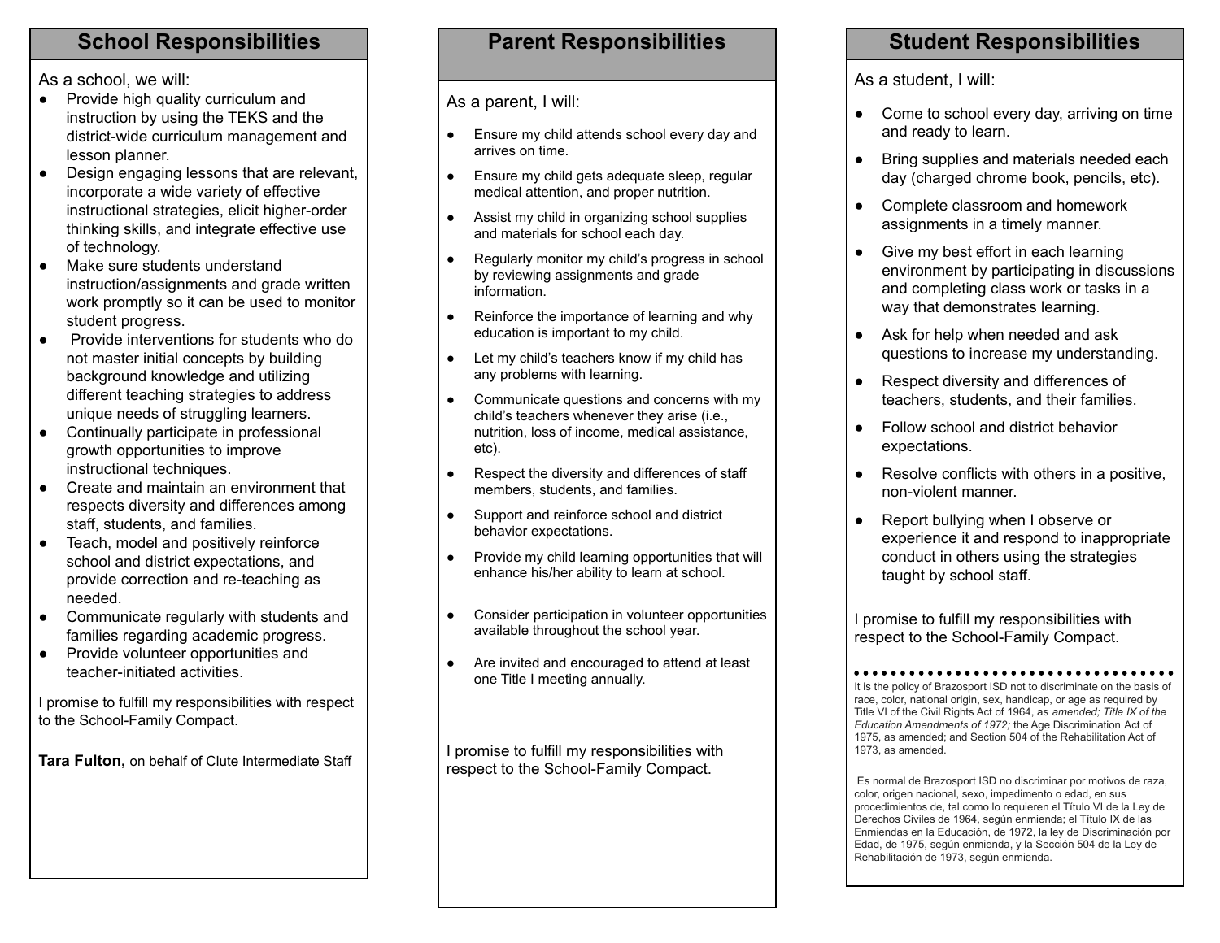## School Responsibilities

As a school, we will:

- Provide high quality curriculum and instruction by using the TEKS and the district-wide curriculum management and lesson planner.
- Design engaging lessons that are relevant, incorporate a wide variety of effective instructional strategies, elicit higher-order thinking skills, and integrate effective use of technology.
- Make sure students understand instruction/assignments and grade written work promptly so it can be used to monitor student progress.
- Provide interventions for students who do not master initial concepts by building background knowledge and utilizing different teaching strategies to address unique needs of struggling learners.
- Continually participate in professional growth opportunities to improve instructional techniques.
- Create and maintain an environment that respects diversity and differences among staff, students, and families.
- Teach, model and positively reinforce school and district expectations, and provide correction and re-teaching as needed.
- Communicate regularly with students and families regarding academic progress.
- Provide volunteer opportunities and teacher-initiated activities.

I promise to fulfill my responsibilities with respect to the School-Family Compact.

**Tara Fulton,** on behalf of Clute Intermediate Staff

## Parent Responsibilities

As a parent, I will:

- Ensure my child attends school every day and arrives on time.
- Ensure my child gets adequate sleep, regular medical attention, and proper nutrition.
- Assist my child in organizing school supplies and materials for school each day.
- Regularly monitor my child's progress in school by reviewing assignments and grade information.
- Reinforce the importance of learning and why education is important to my child.
- Let my child's teachers know if my child has any problems with learning.
- Communicate questions and concerns with my child's teachers whenever they arise (i.e., nutrition, loss of income, medical assistance, etc).
- Respect the diversity and differences of staff members, students, and families.
- Support and reinforce school and district behavior expectations.
- Provide my child learning opportunities that will enhance his/her ability to learn at school.
- Consider participation in volunteer opportunities available throughout the school year.
- Are invited and encouraged to attend at least one Title I meeting annually.

I promise to fulfill my responsibilities with respect to the School-Family Compact.

## Student Responsibilities

As a student, I will:

- Come to school every day, arriving on time and ready to learn.
- Bring supplies and materials needed each day (charged chrome book, pencils, etc).
- Complete classroom and homework assignments in a timely manner.
- Give my best effort in each learning environment by participating in discussions and completing class work or tasks in a way that demonstrates learning.
- Ask for help when needed and ask questions to increase my understanding.
- Respect diversity and differences of teachers, students, and their families.
- Follow school and district behavior expectations.
- Resolve conflicts with others in a positive, non-violent manner.
- Report bullying when I observe or experience it and respond to inappropriate conduct in others using the strategies taught by school staff.

I promise to fulfill my responsibilities with respect to the School-Family Compact.

It is the policy of Brazosport ISD not to discriminate on the basis of race, color, national origin, sex, handicap, or age as required by Title VI of the Civil Rights Act of 1964, as *amended; Title IX of the Education Amendments of 1972;* the Age Discrimination Act of 1975, as amended; and Section 504 of the Rehabilitation Act of 1973, as amended.

Es normal de Brazosport ISD no discriminar por motivos de raza, color, origen nacional, sexo, impedimento o edad, en sus procedimientos de, tal como lo requieren el Título VI de la Ley de Derechos Civiles de 1964, según enmienda; el Título IX de las Enmiendas en la Educación, de 1972, la ley de Discriminación por Edad, de 1975, según enmienda, y la Sección 504 de la Ley de Rehabilitación de 1973, según enmienda.